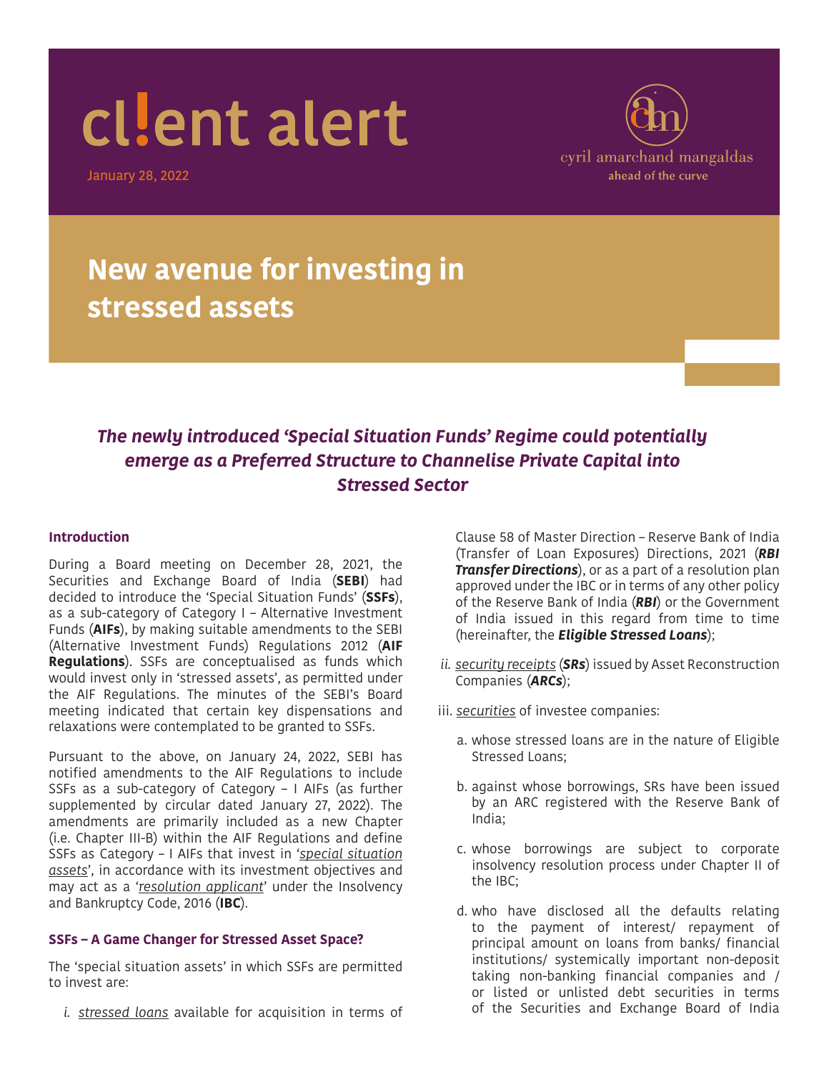# client alert

January 28, 2022

cyril amarchand mangaldas
ahead of the curve

# New avenue for investing in stressed assets

### *The newly introduced 'Special Situation Funds' Regime could potentially emerge as a Preferred Structure to Channelise Private Capital into Stressed Sector*

#### Introduction

During a Board meeting on December 28, 2021, the Securities and Exchange Board of India (**SEBI**) had decided to introduce the 'Special Situation Funds' (**SSFs**), as a sub-category of Category I – Alternative Investment Funds (**AIFs**), by making suitable amendments to the SEBI (Alternative Investment Funds) Regulations 2012 (**AIF Regulations**). SSFs are conceptualised as funds which would invest only in 'stressed assets', as permitted under the AIF Regulations. The minutes of the SEBI's Board meeting indicated that certain key dispensations and relaxations were contemplated to be granted to SSFs.

Pursuant to the above, on January 24, 2022, SEBI has notified amendments to the AIF Regulations to include SSFs as a sub-category of Category – I AIFs (as further supplemented by circular dated January 27, 2022). The amendments are primarily included as a new Chapter (i.e. Chapter III-B) within the AIF Regulations and define SSFs as Category – I AIFs that invest in '<u>special situation assets</u>', in accordance with its investment objectives and may act as a '<u>resolution applicant</u>' under the Insolvency and Bankruptcy Code, 2016 (**IBC**).

#### SSFs – A Game Changer for Stressed Asset Space?

The 'special situation assets' in which SSFs are permitted to invest are:

*i.* <u>*stressed loans*</u> available for acquisition in terms of Clause 58 of Master Direction – Reserve Bank of India (Transfer of Loan Exposures) Directions, 2021 (***RBI Transfer Directions***), or as a part of a resolution plan approved under the IBC or in terms of any other policy of the Reserve Bank of India (***RBI***) or the Government of India issued in this regard from time to time (hereinafter, the ***Eligible Stressed Loans***);

*ii.* <u>*security receipts*</u> (***SRs***) issued by Asset Reconstruction Companies (***ARCs***);

iii. <u>*securities*</u> of investee companies:

a. whose stressed loans are in the nature of Eligible Stressed Loans;

b. against whose borrowings, SRs have been issued by an ARC registered with the Reserve Bank of India;

c. whose borrowings are subject to corporate insolvency resolution process under Chapter II of the IBC;

d. who have disclosed all the defaults relating to the payment of interest/ repayment of principal amount on loans from banks/ financial institutions/ systemically important non-deposit taking non-banking financial companies and / or listed or unlisted debt securities in terms of the Securities and Exchange Board of India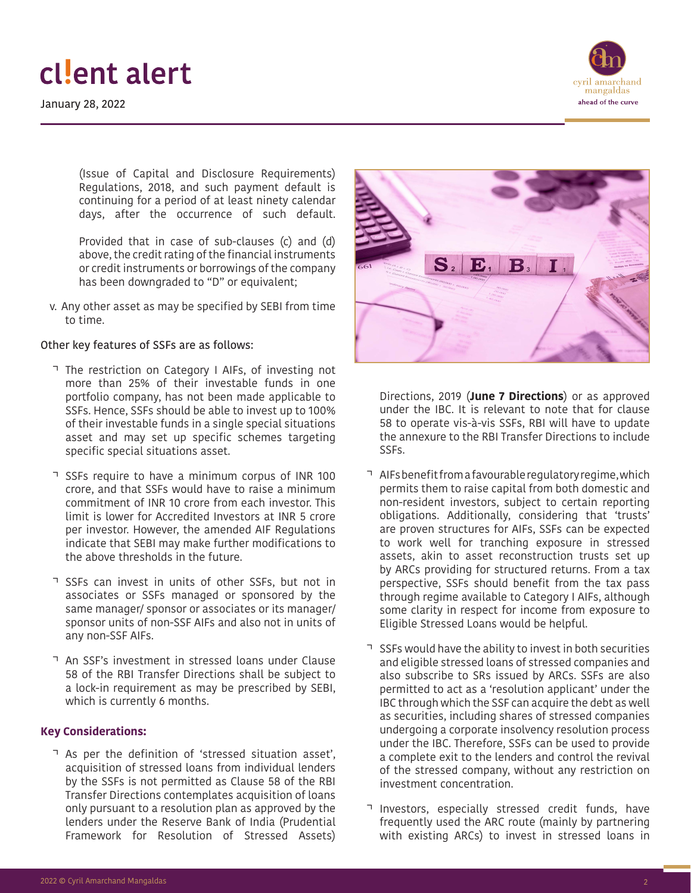(Issue of Capital and Disclosure Requirements) Regulations, 2018, and such payment default is continuing for a period of at least ninety calendar days, after the occurrence of such default.

Provided that in case of sub-clauses (c) and (d) above, the credit rating of the financial instruments or credit instruments or borrowings of the company has been downgraded to "D" or equivalent;

v. Any other asset as may be specified by SEBI from time to time.

Other key features of SSFs are as follows:

- The restriction on Category I AIFs, of investing not more than 25% of their investable funds in one portfolio company, has not been made applicable to SSFs. Hence, SSFs should be able to invest up to 100% of their investable funds in a single special situations asset and may set up specific schemes targeting specific special situations asset.
- SSFs require to have a minimum corpus of INR 100 crore, and that SSFs would have to raise a minimum commitment of INR 10 crore from each investor. This limit is lower for Accredited Investors at INR 5 crore per investor. However, the amended AIF Regulations indicate that SEBI may make further modifications to the above thresholds in the future.
- SSFs can invest in units of other SSFs, but not in associates or SSFs managed or sponsored by the same manager/ sponsor or associates or its manager/ sponsor units of non-SSF AIFs and also not in units of any non-SSF AIFs.
- An SSF's investment in stressed loans under Clause 58 of the RBI Transfer Directions shall be subject to a lock-in requirement as may be prescribed by SEBI, which is currently 6 months.

**Key Considerations:**

- As per the definition of 'stressed situation asset', acquisition of stressed loans from individual lenders by the SSFs is not permitted as Clause 58 of the RBI Transfer Directions contemplates acquisition of loans only pursuant to a resolution plan as approved by the lenders under the Reserve Bank of India (Prudential Framework for Resolution of Stressed Assets) Directions, 2019 (**June 7 Directions**) or as approved under the IBC. It is relevant to note that for clause 58 to operate vis-à-vis SSFs, RBI will have to update the annexure to the RBI Transfer Directions to include SSFs.
- AIFs benefit from a favourable regulatory regime, which permits them to raise capital from both domestic and non-resident investors, subject to certain reporting obligations. Additionally, considering that 'trusts' are proven structures for AIFs, SSFs can be expected to work well for tranching exposure in stressed assets, akin to asset reconstruction trusts set up by ARCs providing for structured returns. From a tax perspective, SSFs should benefit from the tax pass through regime available to Category I AIFs, although some clarity in respect for income from exposure to Eligible Stressed Loans would be helpful.
- SSFs would have the ability to invest in both securities and eligible stressed loans of stressed companies and also subscribe to SRs issued by ARCs. SSFs are also permitted to act as a 'resolution applicant' under the IBC through which the SSF can acquire the debt as well as securities, including shares of stressed companies undergoing a corporate insolvency resolution process under the IBC. Therefore, SSFs can be used to provide a complete exit to the lenders and control the revival of the stressed company, without any restriction on investment concentration.
- Investors, especially stressed credit funds, have frequently used the ARC route (mainly by partnering with existing ARCs) to invest in stressed loans in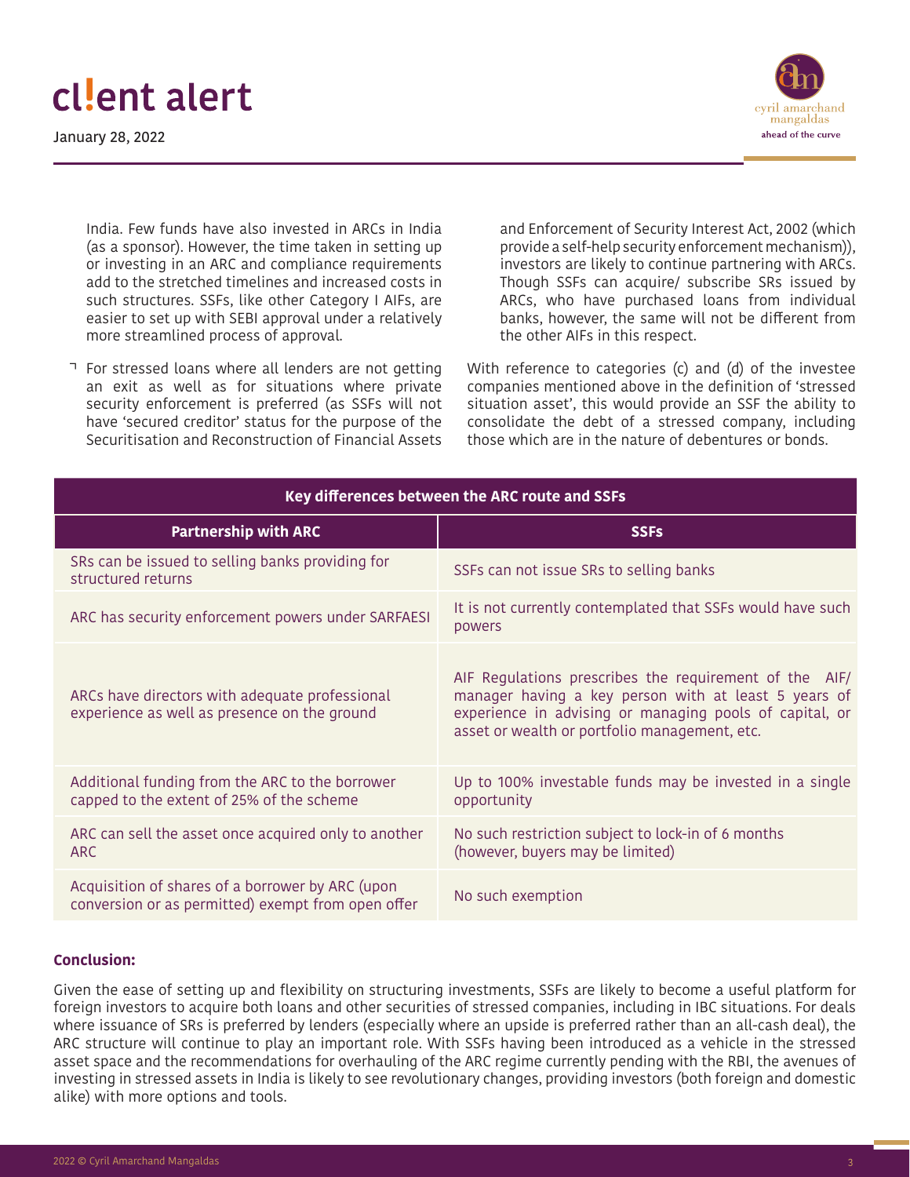India. Few funds have also invested in ARCs in India (as a sponsor). However, the time taken in setting up or investing in an ARC and compliance requirements add to the stretched timelines and increased costs in such structures. SSFs, like other Category I AIFs, are easier to set up with SEBI approval under a relatively more streamlined process of approval.

- For stressed loans where all lenders are not getting an exit as well as for situations where private security enforcement is preferred (as SSFs will not have 'secured creditor' status for the purpose of the Securitisation and Reconstruction of Financial Assets and Enforcement of Security Interest Act, 2002 (which provide a self-help security enforcement mechanism)), investors are likely to continue partnering with ARCs. Though SSFs can acquire/ subscribe SRs issued by ARCs, who have purchased loans from individual banks, however, the same will not be different from the other AIFs in this respect.

With reference to categories (c) and (d) of the investee companies mentioned above in the definition of 'stressed situation asset', this would provide an SSF the ability to consolidate the debt of a stressed company, including those which are in the nature of debentures or bonds.

**Key differences between the ARC route and SSFs**

| Partnership with ARC | SSFs |
|---|---|
| SRs can be issued to selling banks providing for structured returns | SSFs can not issue SRs to selling banks |
| ARC has security enforcement powers under SARFAESI | It is not currently contemplated that SSFs would have such powers |
| ARCs have directors with adequate professional experience as well as presence on the ground | AIF Regulations prescribes the requirement of the AIF/ manager having a key person with at least 5 years of experience in advising or managing pools of capital, or asset or wealth or portfolio management, etc. |
| Additional funding from the ARC to the borrower capped to the extent of 25% of the scheme | Up to 100% investable funds may be invested in a single opportunity |
| ARC can sell the asset once acquired only to another ARC | No such restriction subject to lock-in of 6 months (however, buyers may be limited) |
| Acquisition of shares of a borrower by ARC (upon conversion or as permitted) exempt from open offer | No such exemption |

**Conclusion:**

Given the ease of setting up and flexibility on structuring investments, SSFs are likely to become a useful platform for foreign investors to acquire both loans and other securities of stressed companies, including in IBC situations. For deals where issuance of SRs is preferred by lenders (especially where an upside is preferred rather than an all-cash deal), the ARC structure will continue to play an important role. With SSFs having been introduced as a vehicle in the stressed asset space and the recommendations for overhauling of the ARC regime currently pending with the RBI, the avenues of investing in stressed assets in India is likely to see revolutionary changes, providing investors (both foreign and domestic alike) with more options and tools.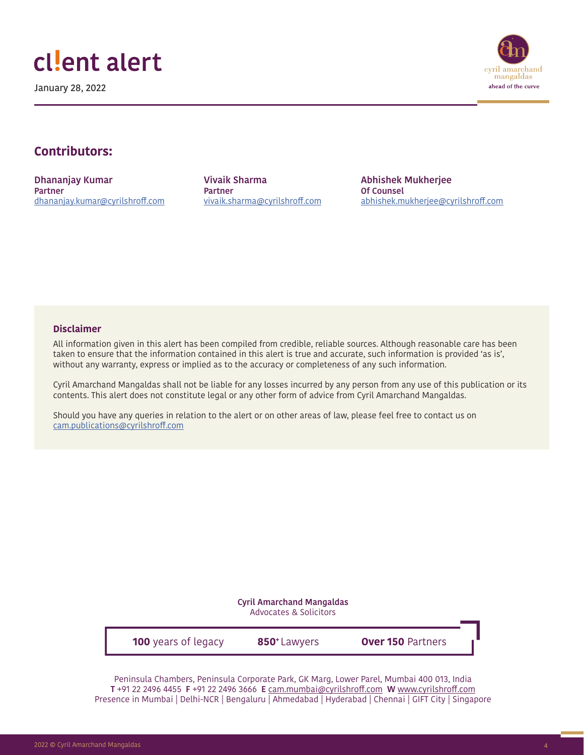# cl!ent alert

January 28, 2022

## Contributors:

**Dhananjay Kumar**
**Partner**
dhananjay.kumar@cyrilshroff.com

**Vivaik Sharma**
**Partner**
vivaik.sharma@cyrilshroff.com

**Abhishek Mukherjee**
**Of Counsel**
abhishek.mukherjee@cyrilshroff.com

### Disclaimer

All information given in this alert has been compiled from credible, reliable sources. Although reasonable care has been taken to ensure that the information contained in this alert is true and accurate, such information is provided 'as is', without any warranty, express or implied as to the accuracy or completeness of any such information.

Cyril Amarchand Mangaldas shall not be liable for any losses incurred by any person from any use of this publication or its contents. This alert does not constitute legal or any other form of advice from Cyril Amarchand Mangaldas.

Should you have any queries in relation to the alert or on other areas of law, please feel free to contact us on cam.publications@cyrilshroff.com

**Cyril Amarchand Mangaldas**
Advocates & Solicitors

**100** years of legacy | **850+** Lawyers | **Over 150** Partners

Peninsula Chambers, Peninsula Corporate Park, GK Marg, Lower Parel, Mumbai 400 013, India
**T** +91 22 2496 4455 **F** +91 22 2496 3666 **E** cam.mumbai@cyrilshroff.com **W** www.cyrilshroff.com
Presence in Mumbai | Delhi-NCR | Bengaluru | Ahmedabad | Hyderabad | Chennai | GIFT City | Singapore

2022 © Cyril Amarchand Mangaldas